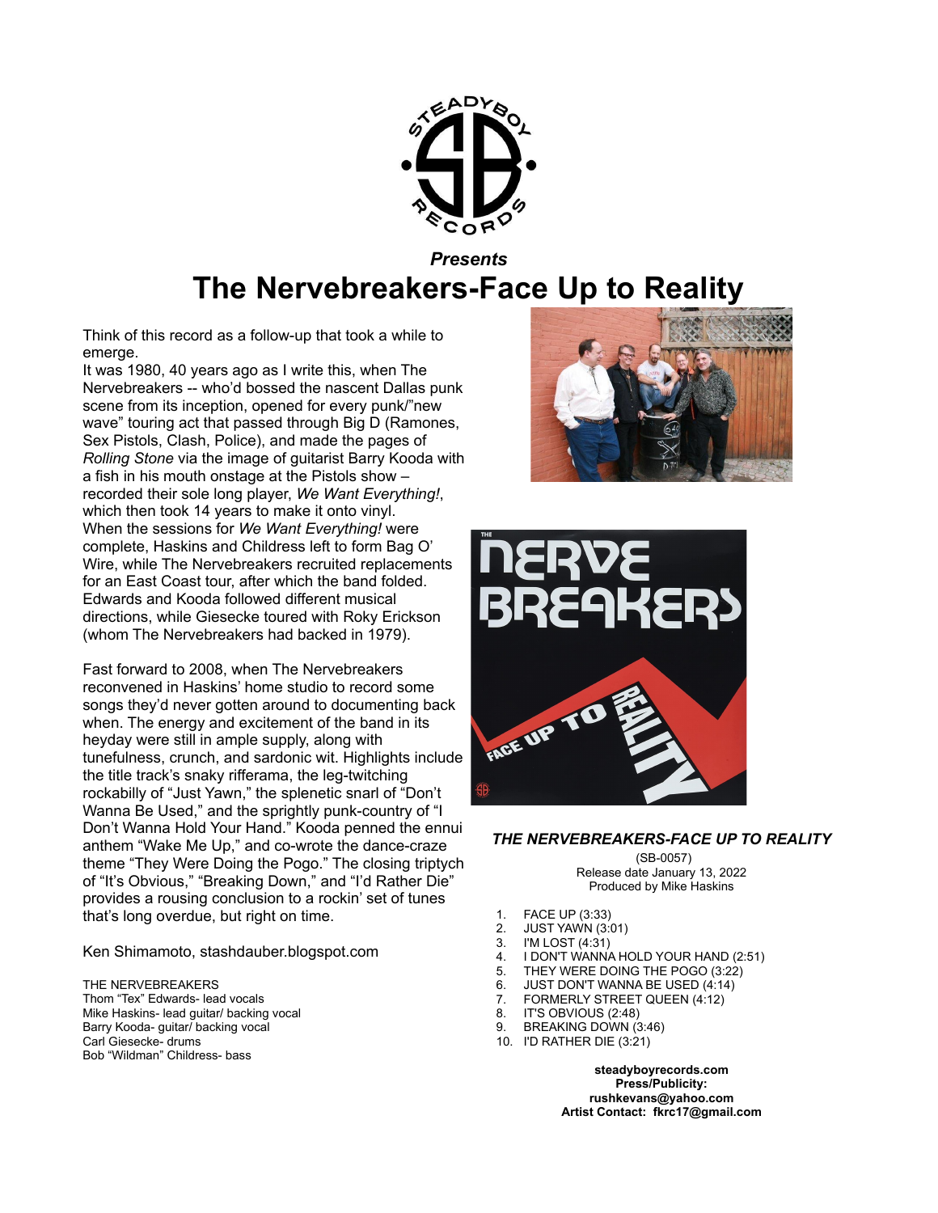**Presents**

# The Nervebreakers-Face Up to Reality

Think of this record as a follow-up that took a while to emerge.

It was 1980, 40 years ago as I write this, when The Nervebreakers -- who'd bossed the nascent Dallas punk scene from its inception, opened for every punk/"new wave" touring act that passed through Big D (Ramones, Sex Pistols, Clash, Police), and made the pages of *Rolling Stone* via the image of guitarist Barry Kooda with a fish in his mouth onstage at the Pistols show – recorded their sole long player, *We Want Everything!*, which then took 14 years to make it onto vinyl.

When the sessions for *We Want Everything!* were complete, Haskins and Childress left to form Bag O' Wire, while The Nervebreakers recruited replacements for an East Coast tour, after which the band folded. Edwards and Kooda followed different musical directions, while Giesecke toured with Roky Erickson (whom The Nervebreakers had backed in 1979).

Fast forward to 2008, when The Nervebreakers reconvened in Haskins' home studio to record some songs they'd never gotten around to documenting back when. The energy and excitement of the band in its heyday were still in ample supply, along with tunefulness, crunch, and sardonic wit. Highlights include the title track's snaky rifferama, the leg-twitching rockabilly of "Just Yawn," the splenetic snarl of "Don't Wanna Be Used," and the sprightly punk-country of "I Don't Wanna Hold Your Hand." Kooda penned the ennui anthem "Wake Me Up," and co-wrote the dance-craze theme "They Were Doing the Pogo." The closing triptych of "It's Obvious," "Breaking Down," and "I'd Rather Die" provides a rousing conclusion to a rockin' set of tunes that's long overdue, but right on time.

Ken Shimamoto, stashdauber.blogspot.com

THE NERVEBREAKERS
Thom "Tex" Edwards- lead vocals
Mike Haskins- lead guitar/ backing vocal
Barry Kooda- guitar/ backing vocal
Carl Giesecke- drums
Bob "Wildman" Childress- bass

***THE NERVEBREAKERS-FACE UP TO REALITY***

(SB-0057)
Release date January 13, 2022
Produced by Mike Haskins

1. FACE UP (3:33)
2. JUST YAWN (3:01)
3. I'M LOST (4:31)
4. I DON'T WANNA HOLD YOUR HAND (2:51)
5. THEY WERE DOING THE POGO (3:22)
6. JUST DON'T WANNA BE USED (4:14)
7. FORMERLY STREET QUEEN (4:12)
8. IT'S OBVIOUS (2:48)
9. BREAKING DOWN (3:46)
10. I'D RATHER DIE (3:21)

**steadyboyrecords.com**
**Press/Publicity:**
**rushkevans@yahoo.com**
**Artist Contact: fkrc17@gmail.com**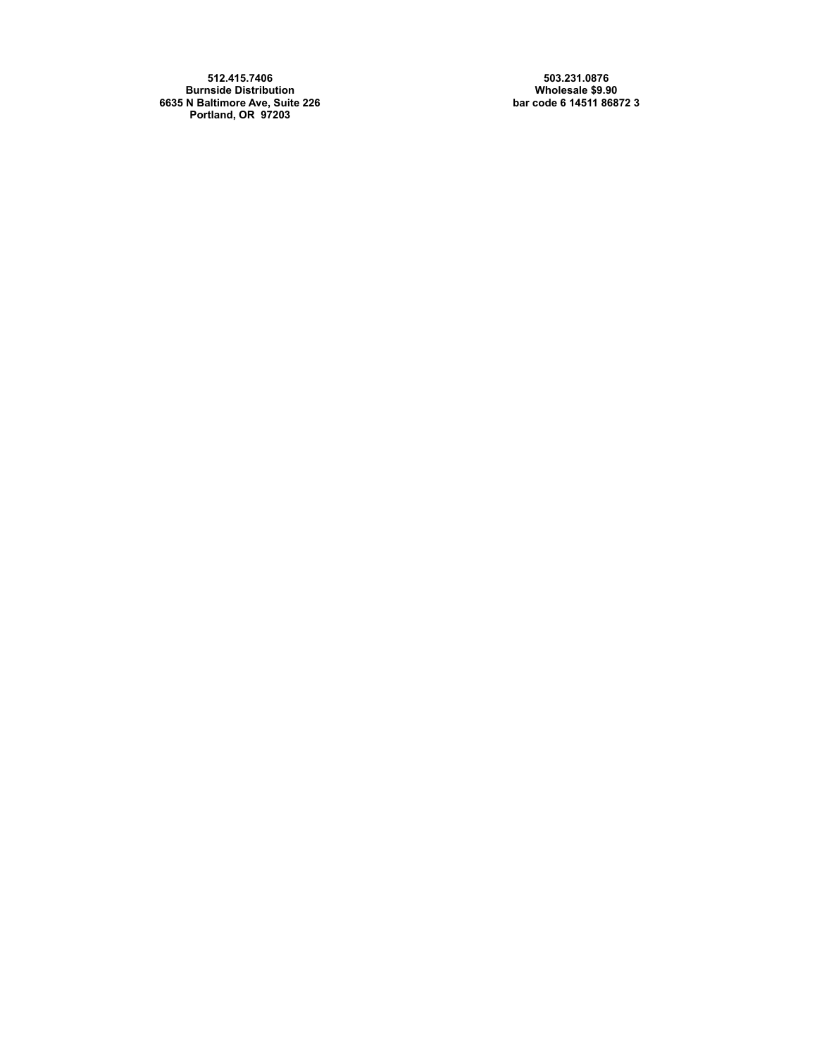**512.415.7406**
**Burnside Distribution**
**6635 N Baltimore Ave, Suite 226**
**Portland, OR  97203**

**503.231.0876**
**Wholesale $9.90**
**bar code 6 14511 86872 3**